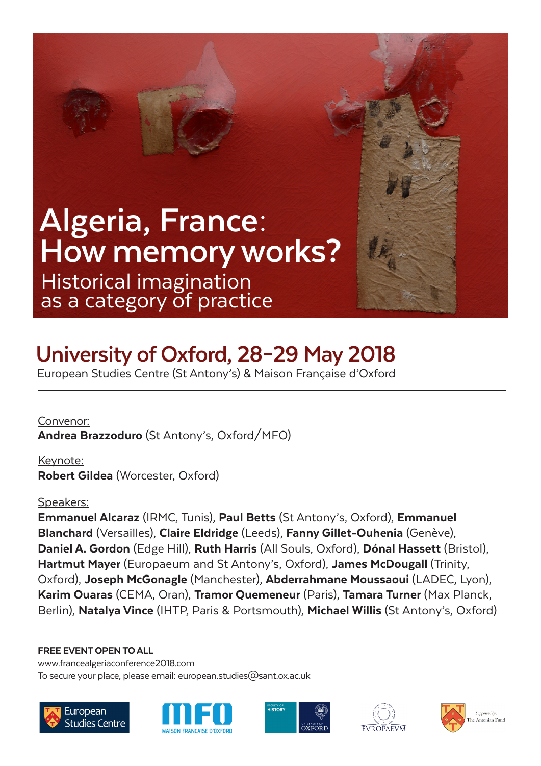# Algeria, France: How memory works?

## Historical imagination as a category of practice

## University of Oxford, 28–29 May 2018

European Studies Centre (St Antony's) & Maison Française d'Oxford

---

Convenor:
**Andrea Brazzoduro** (St Antony's, Oxford/MFO)

Keynote:
**Robert Gildea** (Worcester, Oxford)

Speakers:
**Emmanuel Alcaraz** (IRMC, Tunis), **Paul Betts** (St Antony's, Oxford), **Emmanuel Blanchard** (Versailles), **Claire Eldridge** (Leeds), **Fanny Gillet-Ouhenia** (Genève), **Daniel A. Gordon** (Edge Hill), **Ruth Harris** (All Souls, Oxford), **Dónal Hassett** (Bristol), **Hartmut Mayer** (Europaeum and St Antony's, Oxford), **James McDougall** (Trinity, Oxford), **Joseph McGonagle** (Manchester), **Abderrahmane Moussaoui** (LADEC, Lyon), **Karim Ouaras** (CEMA, Oran), **Tramor Quemeneur** (Paris), **Tamara Turner** (Max Planck, Berlin), **Natalya Vince** (IHTP, Paris & Portsmouth), **Michael Willis** (St Antony's, Oxford)

**FREE EVENT OPEN TO ALL**
www.francealgeriaconference2018.com
To secure your place, please email: european.studies@sant.ox.ac.uk

---

European Studies Centre | MFO Maison Française d'Oxford | Faculty of History, University of Oxford | Europaeum | Supported by: The Antonian Fund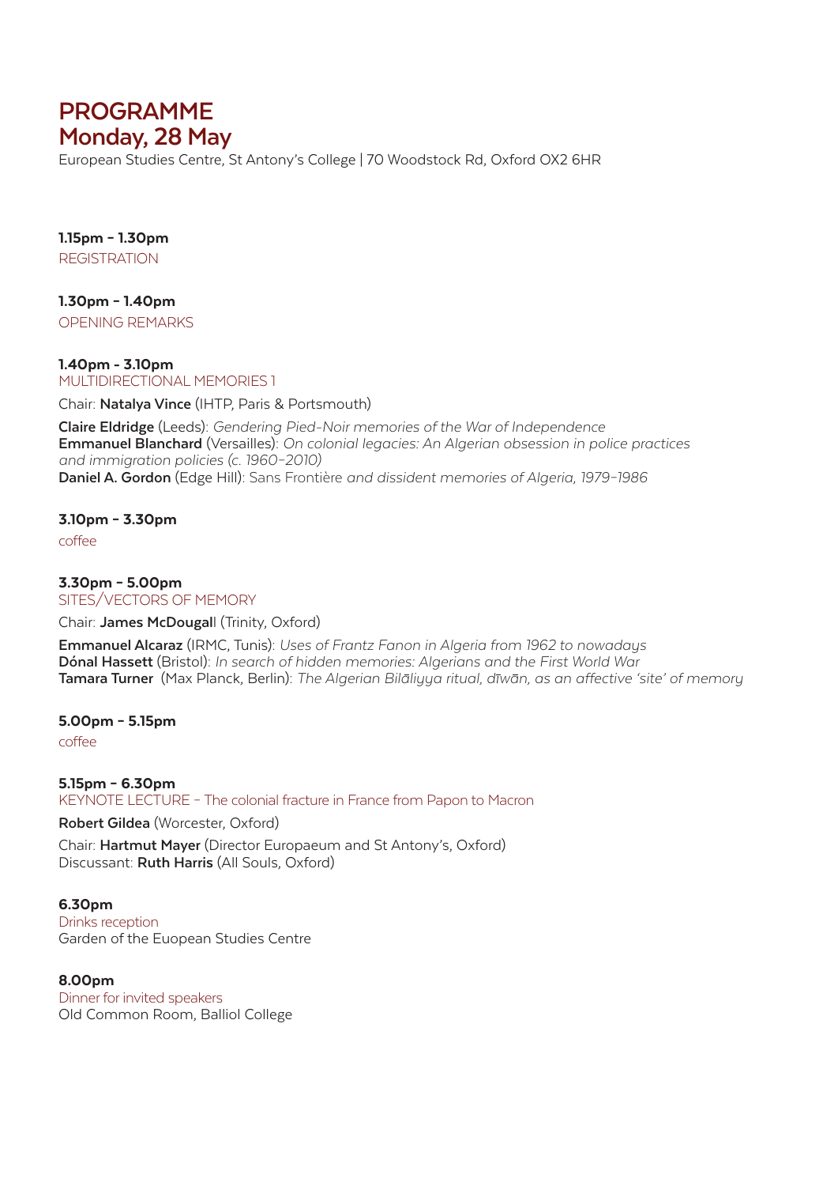# PROGRAMME
## Monday, 28 May

European Studies Centre, St Antony's College | 70 Woodstock Rd, Oxford OX2 6HR

**1.15pm - 1.30pm**
REGISTRATION

**1.30pm - 1.40pm**
OPENING REMARKS

**1.40pm - 3.10pm**
MULTIDIRECTIONAL MEMORIES 1

Chair: **Natalya Vince** (IHTP, Paris & Portsmouth)

**Claire Eldridge** (Leeds): *Gendering Pied-Noir memories of the War of Independence*
**Emmanuel Blanchard** (Versailles): *On colonial legacies: An Algerian obsession in police practices and immigration policies (c. 1960–2010)*
**Daniel A. Gordon** (Edge Hill): Sans Frontière *and dissident memories of Algeria, 1979–1986*

**3.10pm - 3.30pm**
coffee

**3.30pm - 5.00pm**
SITES/VECTORS OF MEMORY

Chair: **James McDougal**l (Trinity, Oxford)

**Emmanuel Alcaraz** (IRMC, Tunis): *Uses of Frantz Fanon in Algeria from 1962 to nowadays*
**Dónal Hassett** (Bristol): *In search of hidden memories: Algerians and the First World War*
**Tamara Turner** (Max Planck, Berlin): *The Algerian Bilāliyya ritual, dīwān, as an affective 'site' of memory*

**5.00pm - 5.15pm**
coffee

**5.15pm - 6.30pm**
KEYNOTE LECTURE – The colonial fracture in France from Papon to Macron

**Robert Gildea** (Worcester, Oxford)

Chair: **Hartmut Mayer** (Director Europaeum and St Antony's, Oxford)
Discussant: **Ruth Harris** (All Souls, Oxford)

**6.30pm**
Drinks reception
Garden of the Euopean Studies Centre

**8.00pm**
Dinner for invited speakers
Old Common Room, Balliol College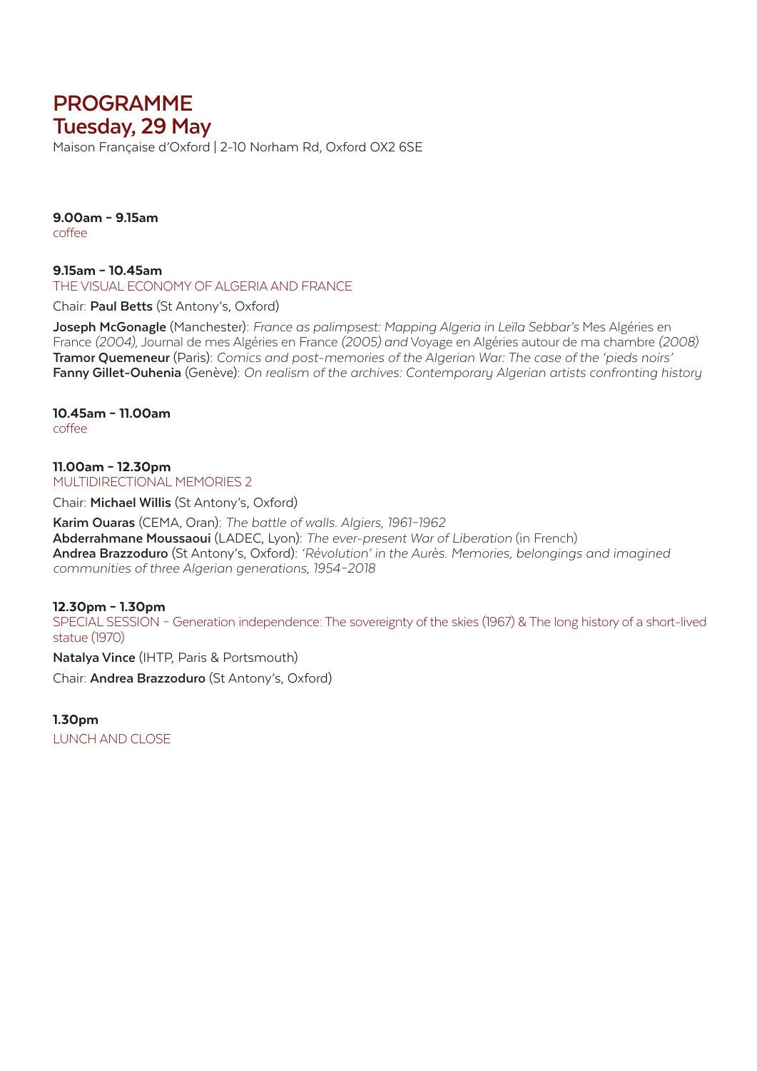# PROGRAMME
## Tuesday, 29 May

Maison Française d'Oxford | 2-10 Norham Rd, Oxford OX2 6SE

**9.00am - 9.15am**
coffee

**9.15am - 10.45am**
THE VISUAL ECONOMY OF ALGERIA AND FRANCE

Chair: **Paul Betts** (St Antony's, Oxford)

**Joseph McGonagle** (Manchester): *France as palimpsest: Mapping Algeria in Leïla Sebbar's* Mes Algéries en France *(2004),* Journal de mes Algéries en France *(2005) and* Voyage en Algéries autour de ma chambre *(2008)*
**Tramor Quemeneur** (Paris): *Comics and post-memories of the Algerian War: The case of the 'pieds noirs'*
**Fanny Gillet-Ouhenia** (Genève): *On realism of the archives: Contemporary Algerian artists confronting history*

**10.45am - 11.00am**
coffee

**11.00am - 12.30pm**
MULTIDIRECTIONAL MEMORIES 2

Chair: **Michael Willis** (St Antony's, Oxford)

**Karim Ouaras** (CEMA, Oran): *The battle of walls. Algiers, 1961-1962*
**Abderrahmane Moussaoui** (LADEC, Lyon): *The ever-present War of Liberation* (in French)
**Andrea Brazzoduro** (St Antony's, Oxford): *'Révolution' in the Aurès. Memories, belongings and imagined communities of three Algerian generations, 1954-2018*

**12.30pm - 1.30pm**
SPECIAL SESSION - Generation independence: The sovereignty of the skies (1967) & The long history of a short-lived statue (1970)

**Natalya Vince** (IHTP, Paris & Portsmouth)

Chair: **Andrea Brazzoduro** (St Antony's, Oxford)

**1.30pm**
LUNCH AND CLOSE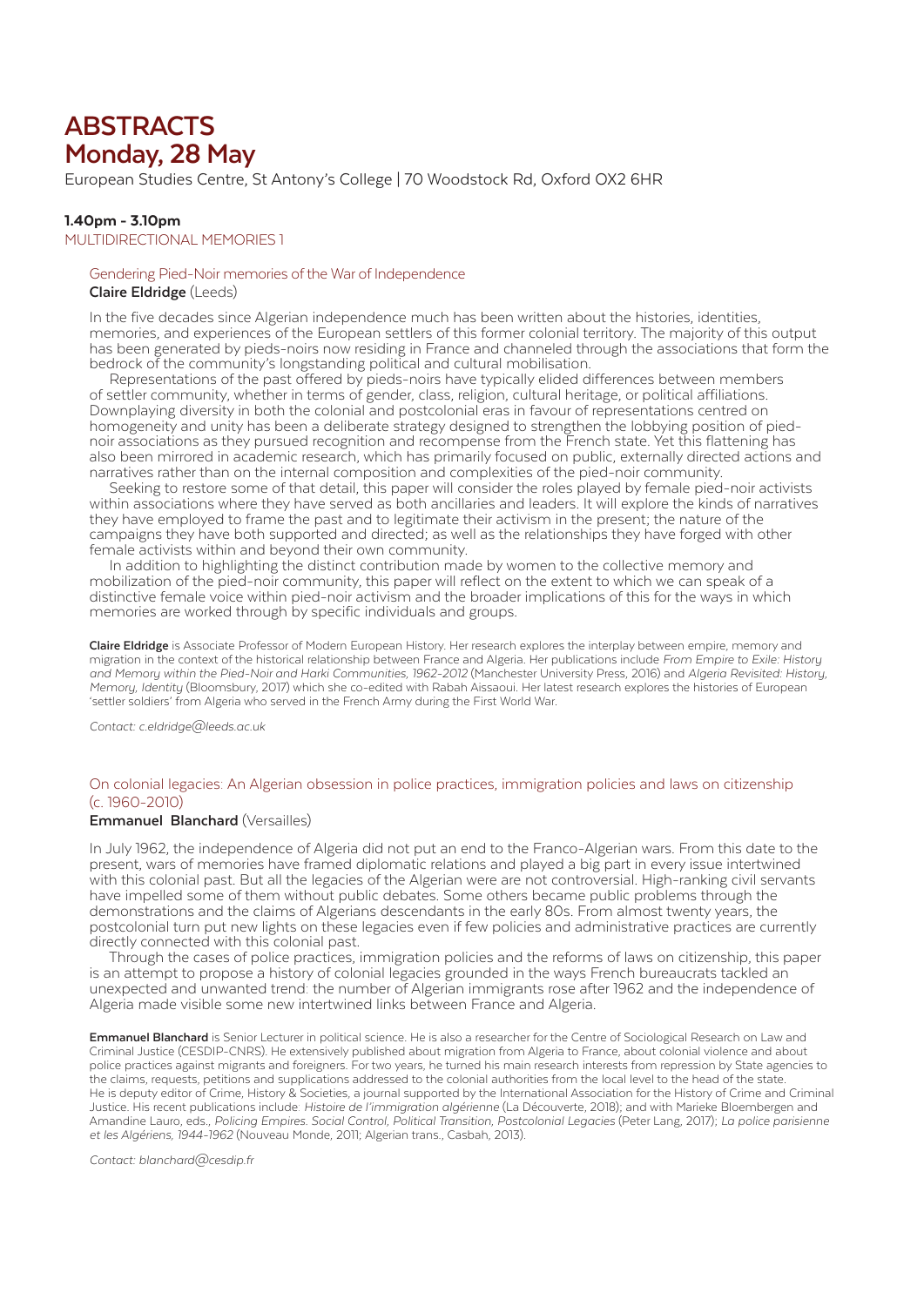# ABSTRACTS
# Monday, 28 May

European Studies Centre, St Antony's College | 70 Woodstock Rd, Oxford OX2 6HR

**1.40pm - 3.10pm**

MULTIDIRECTIONAL MEMORIES 1

### Gendering Pied-Noir memories of the War of Independence

**Claire Eldridge** (Leeds)

In the five decades since Algerian independence much has been written about the histories, identities, memories, and experiences of the European settlers of this former colonial territory. The majority of this output has been generated by pieds-noirs now residing in France and channeled through the associations that form the bedrock of the community's longstanding political and cultural mobilisation.

Representations of the past offered by pieds-noirs have typically elided differences between members of settler community, whether in terms of gender, class, religion, cultural heritage, or political affiliations. Downplaying diversity in both the colonial and postcolonial eras in favour of representations centred on homogeneity and unity has been a deliberate strategy designed to strengthen the lobbying position of pied-noir associations as they pursued recognition and recompense from the French state. Yet this flattening has also been mirrored in academic research, which has primarily focused on public, externally directed actions and narratives rather than on the internal composition and complexities of the pied-noir community.

Seeking to restore some of that detail, this paper will consider the roles played by female pied-noir activists within associations where they have served as both ancillaries and leaders. It will explore the kinds of narratives they have employed to frame the past and to legitimate their activism in the present; the nature of the campaigns they have both supported and directed; as well as the relationships they have forged with other female activists within and beyond their own community.

In addition to highlighting the distinct contribution made by women to the collective memory and mobilization of the pied-noir community, this paper will reflect on the extent to which we can speak of a distinctive female voice within pied-noir activism and the broader implications of this for the ways in which memories are worked through by specific individuals and groups.

**Claire Eldridge** is Associate Professor of Modern European History. Her research explores the interplay between empire, memory and migration in the context of the historical relationship between France and Algeria. Her publications include *From Empire to Exile: History and Memory within the Pied-Noir and Harki Communities, 1962-2012* (Manchester University Press, 2016) and *Algeria Revisited: History, Memory, Identity* (Bloomsbury, 2017) which she co-edited with Rabah Aissaoui. Her latest research explores the histories of European 'settler soldiers' from Algeria who served in the French Army during the First World War.

*Contact: c.eldridge@leeds.ac.uk*

### On colonial legacies: An Algerian obsession in police practices, immigration policies and laws on citizenship (c. 1960-2010)

**Emmanuel Blanchard** (Versailles)

In July 1962, the independence of Algeria did not put an end to the Franco-Algerian wars. From this date to the present, wars of memories have framed diplomatic relations and played a big part in every issue intertwined with this colonial past. But all the legacies of the Algerian were are not controversial. High-ranking civil servants have impelled some of them without public debates. Some others became public problems through the demonstrations and the claims of Algerians descendants in the early 80s. From almost twenty years, the postcolonial turn put new lights on these legacies even if few policies and administrative practices are currently directly connected with this colonial past.

Through the cases of police practices, immigration policies and the reforms of laws on citizenship, this paper is an attempt to propose a history of colonial legacies grounded in the ways French bureaucrats tackled an unexpected and unwanted trend: the number of Algerian immigrants rose after 1962 and the independence of Algeria made visible some new intertwined links between France and Algeria.

**Emmanuel Blanchard** is Senior Lecturer in political science. He is also a researcher for the Centre of Sociological Research on Law and Criminal Justice (CESDIP-CNRS). He extensively published about migration from Algeria to France, about colonial violence and about police practices against migrants and foreigners. For two years, he turned his main research interests from repression by State agencies to the claims, requests, petitions and supplications addressed to the colonial authorities from the local level to the head of the state. He is deputy editor of Crime, History & Societies, a journal supported by the International Association for the History of Crime and Criminal Justice. His recent publications include *Histoire de l'immigration algérienne* (La Découverte, 2018); and with Marieke Bloembergen and Amandine Lauro, eds., *Policing Empires. Social Control, Political Transition, Postcolonial Legacies* (Peter Lang, 2017); *La police parisienne et les Algériens, 1944-1962* (Nouveau Monde, 2011; Algerian trans., Casbah, 2013).

*Contact: blanchard@cesdip.fr*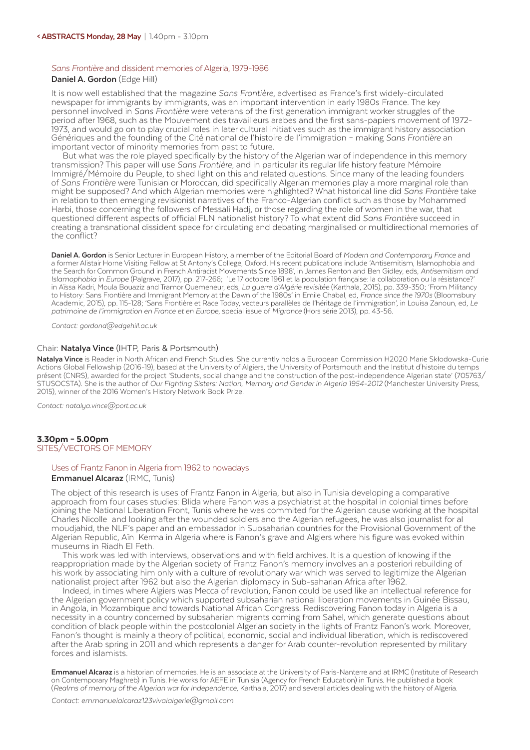## *Sans Frontière* and dissident memories of Algeria, 1979-1986

**Daniel A. Gordon** (Edge Hill)

It is now well established that the magazine *Sans Frontière*, advertised as France's first widely-circulated newspaper for immigrants by immigrants, was an important intervention in early 1980s France. The key personnel involved in *Sans Frontière* were veterans of the first generation immigrant worker struggles of the period after 1968, such as the Mouvement des travailleurs arabes and the first sans-papiers movement of 1972-1973, and would go on to play crucial roles in later cultural initiatives such as the immigrant history association Génériques and the founding of the Cité national de l'histoire de l'immigration – making *Sans Frontière* an important vector of minority memories from past to future.

But what was the role played specifically by the history of the Algerian war of independence in this memory transmission? This paper will use *Sans Frontière*, and in particular its regular life history feature Mémoire Immigré/Mémoire du Peuple, to shed light on this and related questions. Since many of the leading founders of *Sans Frontière* were Tunisian or Moroccan, did specifically Algerian memories play a more marginal role than might be supposed? And which Algerian memories were highlighted? What historical line did *Sans Frontière* take in relation to then emerging revisionist narratives of the Franco-Algerian conflict such as those by Mohammed Harbi, those concerning the followers of Messali Hadj, or those regarding the role of women in the war, that questioned different aspects of official FLN nationalist history? To what extent did *Sans Frontière* succeed in creating a transnational dissident space for circulating and debating marginalised or multidirectional memories of the conflict?

**Daniel A. Gordon** is Senior Lecturer in European History, a member of the Editorial Board of *Modern and Contemporary France* and a former Alistair Horne Visiting Fellow at St Antony's College, Oxford. His recent publications include 'Antisemitism, Islamophobia and the Search for Common Ground in French Antiracist Movements Since 1898', in James Renton and Ben Gidley, eds, *Antisemitism and Islamophobia in Europe* (Palgrave, 2017), pp. 217-266; 'Le 17 octobre 1961 et la population française: la collaboration ou la résistance?' in Aïssa Kadri, Moula Bouaziz and Tramor Quemeneur, eds, *La guerre d'Algérie revisitée* (Karthala, 2015), pp. 339-350; 'From Militancy to History: Sans Frontière and Immigrant Memory at the Dawn of the 1980s' in Emile Chabal, ed, *France since the 1970s* (Bloomsbury Academic, 2015), pp. 115-128; 'Sans Frontière et Race Today, vecteurs parallèles de l'héritage de l'immigration', in Louisa Zanoun, ed, *Le patrimoine de l'immigration en France et en Europe*, special issue of *Migrance* (Hors série 2013), pp. 43-56.

*Contact: gordond@edgehill.ac.uk*

Chair: **Natalya Vince** (IHTP, Paris & Portsmouth)

**Natalya Vince** is Reader in North African and French Studies. She currently holds a European Commission H2020 Marie Skłodowska-Curie Actions Global Fellowship (2016-19), based at the University of Algiers, the University of Portsmouth and the Institut d'histoire du temps présent (CNRS), awarded for the project 'Students, social change and the construction of the post-independence Algerian state' (705763/STUSOCSTA). She is the author of *Our Fighting Sisters: Nation, Memory and Gender in Algeria 1954-2012* (Manchester University Press, 2015), winner of the 2016 Women's History Network Book Prize.

*Contact: natalya.vince@port.ac.uk*

# 3.30pm - 5.00pm
## SITES/VECTORS OF MEMORY

## Uses of Frantz Fanon in Algeria from 1962 to nowadays

**Emmanuel Alcaraz** (IRMC, Tunis)

The object of this research is uses of Frantz Fanon in Algeria, but also in Tunisia developing a comparative approach from four cases studies: Blida where Fanon was a psychiatrist at the hospital in colonial times before joining the National Liberation Front, Tunis where he was commited for the Algerian cause working at the hospital Charles Nicolle and looking after the wounded soldiers and the Algerian refugees, he was also journalist for al moudjahid, the NLF's paper and an embassador in Subsaharian countries for the Provisional Government of the Algerian Republic, Aïn Kerma in Algeria where is Fanon's grave and Algiers where his figure was evoked within museums in Riadh El Feth.

This work was led with interviews, observations and with field archives. It is a question of knowing if the reappropriation made by the Algerian society of Frantz Fanon's memory involves an a posteriori rebuilding of his work by associating him only with a culture of revolutionary war which was served to legitimize the Algerian nationalist project after 1962 but also the Algerian diplomacy in Sub-saharian Africa after 1962.

Indeed, in times where Algiers was Mecca of revolution, Fanon could be used like an intellectual reference for the Algerian government policy which supported subsaharian national liberation movements in Guinée Bissau, in Angola, in Mozambique and towards National African Congress. Rediscovering Fanon today in Algeria is a necessity in a country concerned by subsaharian migrants coming from Sahel, which generate questions about condition of black people within the postcolonial Algerian society in the lights of Frantz Fanon's work. Moreover, Fanon's thought is mainly a theory of political, economic, social and individual liberation, which is rediscovered after the Arab spring in 2011 and which represents a danger for Arab counter-revolution represented by military forces and islamists.

**Emmanuel Alcaraz** is a historian of memories. He is an associate at the University of Paris-Nanterre and at IRMC (Institute of Research on Contemporary Maghreb) in Tunis. He works for AEFE in Tunisia (Agency for French Education) in Tunis. He published a book (*Realms of memory of the Algerian war for Independence*, Karthala, 2017) and several articles dealing with the history of Algeria.

*Contact: emmanuelalcaraz123vivalalgerie@gmail.com*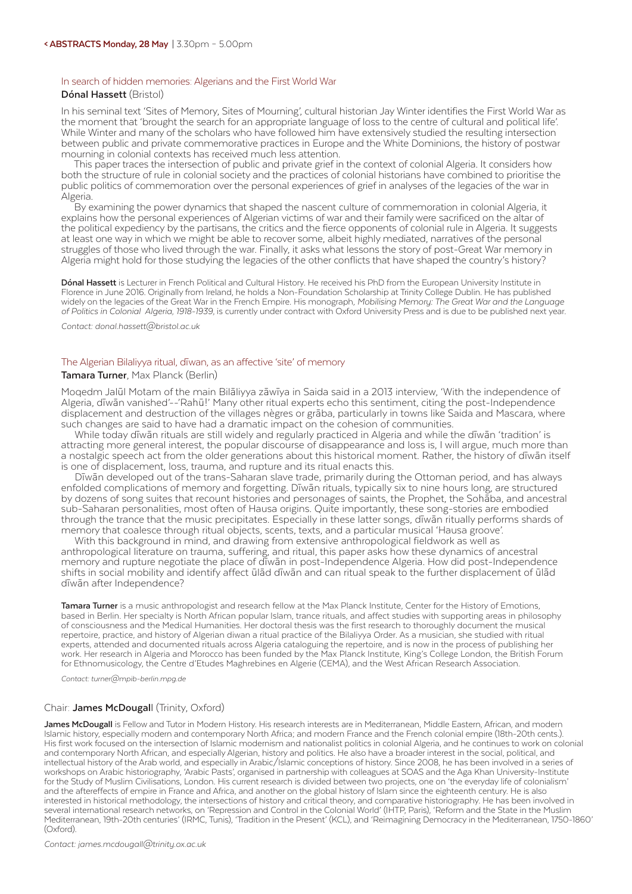**< ABSTRACTS Monday, 28 May** | 3.30pm – 5.00pm

### In search of hidden memories: Algerians and the First World War

**Dónal Hassett** (Bristol)

In his seminal text 'Sites of Memory, Sites of Mourning', cultural historian Jay Winter identifies the First World War as the moment that 'brought the search for an appropriate language of loss to the centre of cultural and political life'. While Winter and many of the scholars who have followed him have extensively studied the resulting intersection between public and private commemorative practices in Europe and the White Dominions, the history of postwar mourning in colonial contexts has received much less attention.

This paper traces the intersection of public and private grief in the context of colonial Algeria. It considers how both the structure of rule in colonial society and the practices of colonial historians have combined to prioritise the public politics of commemoration over the personal experiences of grief in analyses of the legacies of the war in Algeria.

By examining the power dynamics that shaped the nascent culture of commemoration in colonial Algeria, it explains how the personal experiences of Algerian victims of war and their family were sacrificed on the altar of the political expediency by the partisans, the critics and the fierce opponents of colonial rule in Algeria. It suggests at least one way in which we might be able to recover some, albeit highly mediated, narratives of the personal struggles of those who lived through the war. Finally, it asks what lessons the story of post-Great War memory in Algeria might hold for those studying the legacies of the other conflicts that have shaped the country's history?

**Dónal Hassett** is Lecturer in French Political and Cultural History. He received his PhD from the European University Institute in Florence in June 2016. Originally from Ireland, he holds a Non-Foundation Scholarship at Trinity College Dublin. He has published widely on the legacies of the Great War in the French Empire. His monograph, *Mobilising Memory: The Great War and the Language of Politics in Colonial Algeria, 1918-1939*, is currently under contract with Oxford University Press and is due to be published next year.

*Contact: donal.hassett@bristol.ac.uk*

### The Algerian Bilaliyya ritual, dīwan, as an affective 'site' of memory

**Tamara Turner**, Max Planck (Berlin)

Moqedm Jalūl Motam of the main Bilāliyya zāwīya in Saida said in a 2013 interview, 'With the independence of Algeria, dīwān vanished'–'Rahū!' Many other ritual experts echo this sentiment, citing the post-Independence displacement and destruction of the villages nègres or grāba, particularly in towns like Saida and Mascara, where such changes are said to have had a dramatic impact on the cohesion of communities.

While today dīwān rituals are still widely and regularly practiced in Algeria and while the dīwān 'tradition' is attracting more general interest, the popular discourse of disappearance and loss is, I will argue, much more than a nostalgic speech act from the older generations about this historical moment. Rather, the history of dīwān itself is one of displacement, loss, trauma, and rupture and its ritual enacts this.

Dīwān developed out of the trans-Saharan slave trade, primarily during the Ottoman period, and has always enfolded complications of memory and forgetting. Dīwān rituals, typically six to nine hours long, are structured by dozens of song suites that recount histories and personages of saints, the Prophet, the Sohāba, and ancestral sub-Saharan personalities, most often of Hausa origins. Quite importantly, these song-stories are embodied through the trance that the music precipitates. Especially in these latter songs, dīwān ritually performs shards of memory that coalesce through ritual objects, scents, texts, and a particular musical 'Hausa groove'.

With this background in mind, and drawing from extensive anthropological fieldwork as well as anthropological literature on trauma, suffering, and ritual, this paper asks how these dynamics of ancestral memory and rupture negotiate the place of dīwān in post-Independence Algeria. How did post-Independence shifts in social mobility and identify affect ūlād dīwān and can ritual speak to the further displacement of ūlād dīwān after Independence?

**Tamara Turner** is a music anthropologist and research fellow at the Max Planck Institute, Center for the History of Emotions, based in Berlin. Her specialty is North African popular Islam, trance rituals, and affect studies with supporting areas in philosophy of consciousness and the Medical Humanities. Her doctoral thesis was the first research to thoroughly document the musical repertoire, practice, and history of Algerian diwan a ritual practice of the Bilaliyya Order. As a musician, she studied with ritual experts, attended and documented rituals across Algeria cataloguing the repertoire, and is now in the process of publishing her work. Her research in Algeria and Morocco has been funded by the Max Planck Institute, King's College London, the British Forum for Ethnomusicology, the Centre d'Etudes Maghrebines en Algerie (CEMA), and the West African Research Association.

*Contact: turner@mpib-berlin.mpg.de*

### Chair: **James McDougall** (Trinity, Oxford)

**James McDougall** is Fellow and Tutor in Modern History. His research interests are in Mediterranean, Middle Eastern, African, and modern Islamic history, especially modern and contemporary North Africa; and modern France and the French colonial empire (18th-20th cents.). His first work focused on the intersection of Islamic modernism and nationalist politics in colonial Algeria, and he continues to work on colonial and contemporary North African, and especially Algerian, history and politics. He also have a broader interest in the social, political, and intellectual history of the Arab world, and especially in Arabic/Islamic conceptions of history. Since 2008, he has been involved in a series of workshops on Arabic historiography, 'Arabic Pasts', organised in partnership with colleagues at SOAS and the Aga Khan University-Institute for the Study of Muslim Civilisations, London. His current research is divided between two projects, one on 'the everyday life of colonialism' and the aftereffects of empire in France and Africa, and another on the global history of Islam since the eighteenth century. He is also interested in historical methodology, the intersections of history and critical theory, and comparative historiography. He has been involved in several international research networks, on 'Repression and Control in the Colonial World' (IHTP, Paris), 'Reform and the State in the Muslim Mediterranean, 19th-20th centuries' (IRMC, Tunis), 'Tradition in the Present' (KCL), and 'Reimagining Democracy in the Mediterranean, 1750-1860' (Oxford).

*Contact: james.mcdougall@trinity.ox.ac.uk*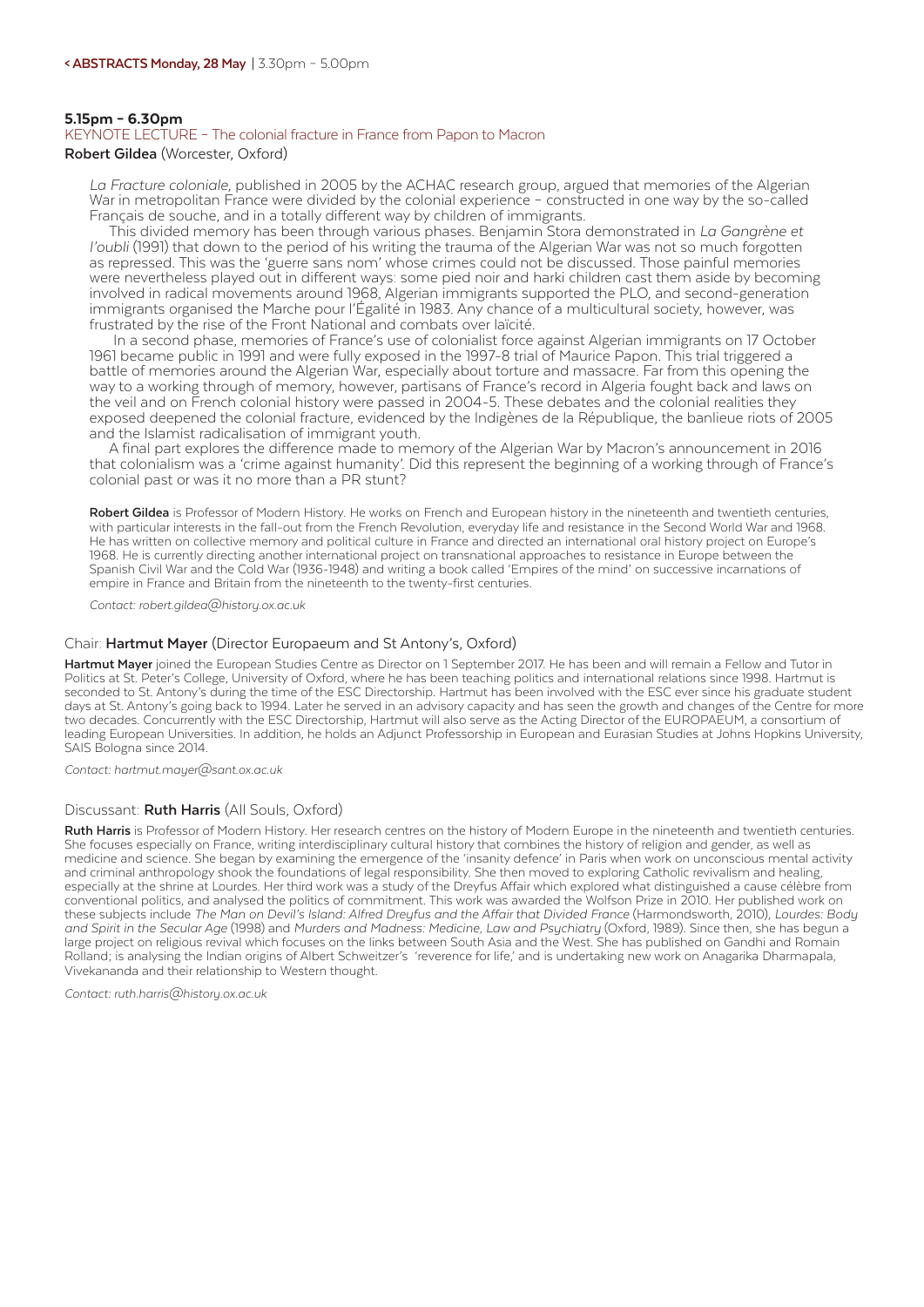**5.15pm – 6.30pm**

KEYNOTE LECTURE – The colonial fracture in France from Papon to Macron

**Robert Gildea** (Worcester, Oxford)

*La Fracture coloniale*, published in 2005 by the ACHAC research group, argued that memories of the Algerian War in metropolitan France were divided by the colonial experience – constructed in one way by the so-called Français de souche, and in a totally different way by children of immigrants.

This divided memory has been through various phases. Benjamin Stora demonstrated in *La Gangrène et l'oubli* (1991) that down to the period of his writing the trauma of the Algerian War was not so much forgotten as repressed. This was the 'guerre sans nom' whose crimes could not be discussed. Those painful memories were nevertheless played out in different ways: some pied noir and harki children cast them aside by becoming involved in radical movements around 1968, Algerian immigrants supported the PLO, and second-generation immigrants organised the Marche pour l'Égalité in 1983. Any chance of a multicultural society, however, was frustrated by the rise of the Front National and combats over laïcité.

In a second phase, memories of France's use of colonialist force against Algerian immigrants on 17 October 1961 became public in 1991 and were fully exposed in the 1997-8 trial of Maurice Papon. This trial triggered a battle of memories around the Algerian War, especially about torture and massacre. Far from this opening the way to a working through of memory, however, partisans of France's record in Algeria fought back and laws on the veil and on French colonial history were passed in 2004-5. These debates and the colonial realities they exposed deepened the colonial fracture, evidenced by the Indigènes de la République, the banlieue riots of 2005 and the Islamist radicalisation of immigrant youth.

A final part explores the difference made to memory of the Algerian War by Macron's announcement in 2016 that colonialism was a 'crime against humanity'. Did this represent the beginning of a working through of France's colonial past or was it no more than a PR stunt?

**Robert Gildea** is Professor of Modern History. He works on French and European history in the nineteenth and twentieth centuries, with particular interests in the fall-out from the French Revolution, everyday life and resistance in the Second World War and 1968. He has written on collective memory and political culture in France and directed an international oral history project on Europe's 1968. He is currently directing another international project on transnational approaches to resistance in Europe between the Spanish Civil War and the Cold War (1936-1948) and writing a book called 'Empires of the mind' on successive incarnations of empire in France and Britain from the nineteenth to the twenty-first centuries.

*Contact: robert.gildea@history.ox.ac.uk*

## Chair: **Hartmut Mayer** (Director Europaeum and St Antony's, Oxford)

**Hartmut Mayer** joined the European Studies Centre as Director on 1 September 2017. He has been and will remain a Fellow and Tutor in Politics at St. Peter's College, University of Oxford, where he has been teaching politics and international relations since 1998. Hartmut is seconded to St. Antony's during the time of the ESC Directorship. Hartmut has been involved with the ESC ever since his graduate student days at St. Antony's going back to 1994. Later he served in an advisory capacity and has seen the growth and changes of the Centre for more two decades. Concurrently with the ESC Directorship, Hartmut will also serve as the Acting Director of the EUROPAEUM, a consortium of leading European Universities. In addition, he holds an Adjunct Professorship in European and Eurasian Studies at Johns Hopkins University, SAIS Bologna since 2014.

*Contact: hartmut.mayer@sant.ox.ac.uk*

## Discussant: **Ruth Harris** (All Souls, Oxford)

**Ruth Harris** is Professor of Modern History. Her research centres on the history of Modern Europe in the nineteenth and twentieth centuries. She focuses especially on France, writing interdisciplinary cultural history that combines the history of religion and gender, as well as medicine and science. She began by examining the emergence of the 'insanity defence' in Paris when work on unconscious mental activity and criminal anthropology shook the foundations of legal responsibility. She then moved to exploring Catholic revivalism and healing, especially at the shrine at Lourdes. Her third work was a study of the Dreyfus Affair which explored what distinguished a cause célèbre from conventional politics, and analysed the politics of commitment. This work was awarded the Wolfson Prize in 2010. Her published work on these subjects include *The Man on Devil's Island: Alfred Dreyfus and the Affair that Divided France* (Harmondsworth, 2010), *Lourdes: Body and Spirit in the Secular Age* (1998) and *Murders and Madness: Medicine, Law and Psychiatry* (Oxford, 1989). Since then, she has begun a large project on religious revival which focuses on the links between South Asia and the West. She has published on Gandhi and Romain Rolland; is analysing the Indian origins of Albert Schweitzer's 'reverence for life,' and is undertaking new work on Anagarika Dharmapala, Vivekananda and their relationship to Western thought.

*Contact: ruth.harris@history.ox.ac.uk*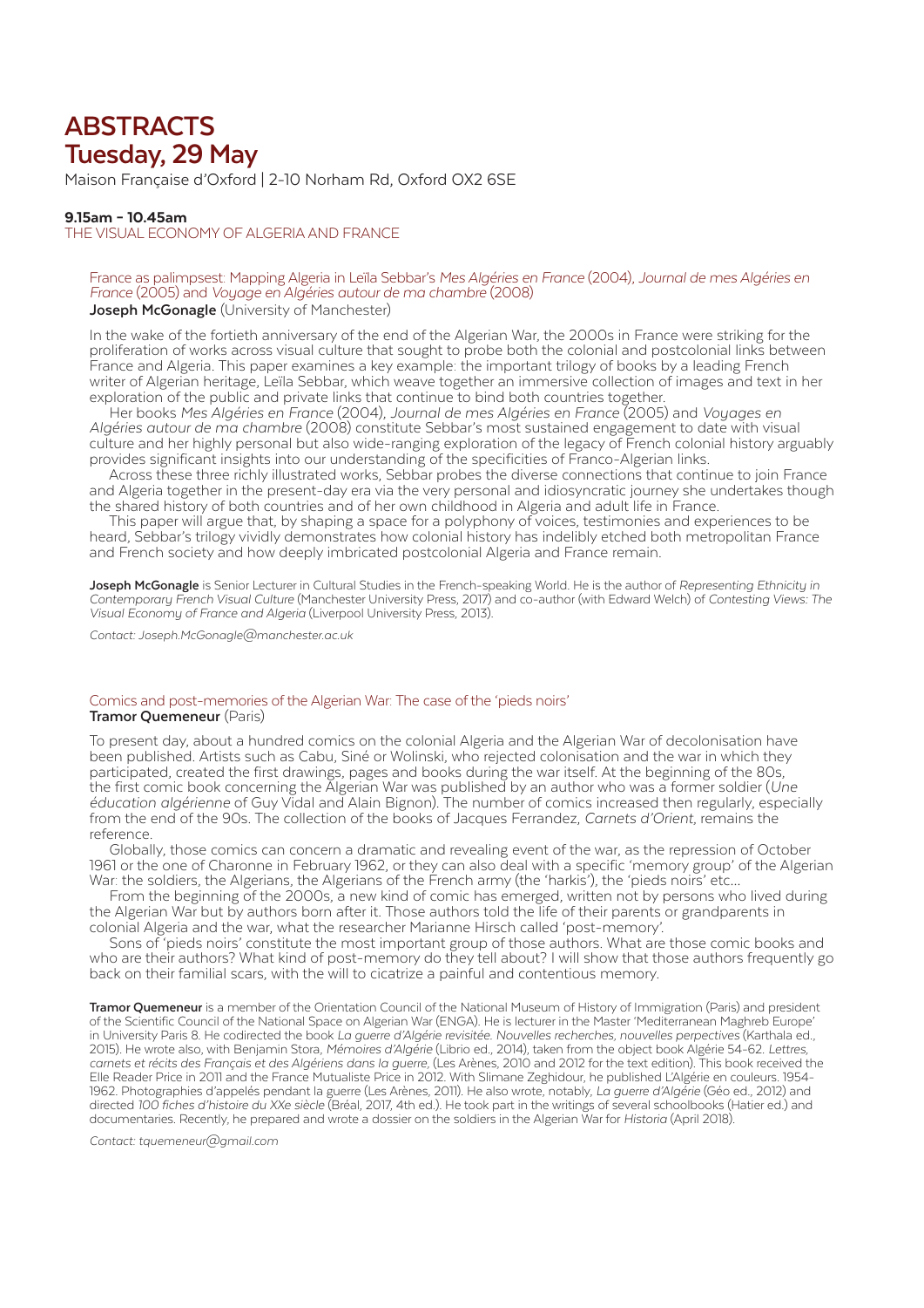# ABSTRACTS
# Tuesday, 29 May

Maison Française d'Oxford | 2-10 Norham Rd, Oxford OX2 6SE

**9.15am - 10.45am**

## THE VISUAL ECONOMY OF ALGERIA AND FRANCE

### France as palimpsest: Mapping Algeria in Leïla Sebbar's *Mes Algéries en France* (2004), *Journal de mes Algéries en France* (2005) and *Voyage en Algéries autour de ma chambre* (2008)

**Joseph McGonagle** (University of Manchester)

In the wake of the fortieth anniversary of the end of the Algerian War, the 2000s in France were striking for the proliferation of works across visual culture that sought to probe both the colonial and postcolonial links between France and Algeria. This paper examines a key example: the important trilogy of books by a leading French writer of Algerian heritage, Leïla Sebbar, which weave together an immersive collection of images and text in her exploration of the public and private links that continue to bind both countries together.

Her books *Mes Algéries en France* (2004), *Journal de mes Algéries en France* (2005) and *Voyages en Algéries autour de ma chambre* (2008) constitute Sebbar's most sustained engagement to date with visual culture and her highly personal but also wide-ranging exploration of the legacy of French colonial history arguably provides significant insights into our understanding of the specificities of Franco-Algerian links.

Across these three richly illustrated works, Sebbar probes the diverse connections that continue to join France and Algeria together in the present-day era via the very personal and idiosyncratic journey she undertakes though the shared history of both countries and of her own childhood in Algeria and adult life in France.

This paper will argue that, by shaping a space for a polyphony of voices, testimonies and experiences to be heard, Sebbar's trilogy vividly demonstrates how colonial history has indelibly etched both metropolitan France and French society and how deeply imbricated postcolonial Algeria and France remain.

**Joseph McGonagle** is Senior Lecturer in Cultural Studies in the French-speaking World. He is the author of *Representing Ethnicity in Contemporary French Visual Culture* (Manchester University Press, 2017) and co-author (with Edward Welch) of *Contesting Views: The Visual Economy of France and Algeria* (Liverpool University Press, 2013).

*Contact: Joseph.McGonagle@manchester.ac.uk*

### Comics and post-memories of the Algerian War: The case of the 'pieds noirs'

**Tramor Quemeneur** (Paris)

To present day, about a hundred comics on the colonial Algeria and the Algerian War of decolonisation have been published. Artists such as Cabu, Siné or Wolinski, who rejected colonisation and the war in which they participated, created the first drawings, pages and books during the war itself. At the beginning of the 80s, the first comic book concerning the Algerian War was published by an author who was a former soldier (*Une éducation algérienne* of Guy Vidal and Alain Bignon). The number of comics increased then regularly, especially from the end of the 90s. The collection of the books of Jacques Ferrandez, *Carnets d'Orient*, remains the reference.

Globally, those comics can concern a dramatic and revealing event of the war, as the repression of October 1961 or the one of Charonne in February 1962, or they can also deal with a specific 'memory group' of the Algerian War: the soldiers, the Algerians, the Algerians of the French army (the 'harkis'), the 'pieds noirs' etc...

From the beginning of the 2000s, a new kind of comic has emerged, written not by persons who lived during the Algerian War but by authors born after it. Those authors told the life of their parents or grandparents in colonial Algeria and the war, what the researcher Marianne Hirsch called 'post-memory'.

Sons of 'pieds noirs' constitute the most important group of those authors. What are those comic books and who are their authors? What kind of post-memory do they tell about? I will show that those authors frequently go back on their familial scars, with the will to cicatrize a painful and contentious memory.

**Tramor Quemeneur** is a member of the Orientation Council of the National Museum of History of Immigration (Paris) and president of the Scientific Council of the National Space on Algerian War (ENGA). He is lecturer in the Master 'Mediterranean Maghreb Europe' in University Paris 8. He codirected the book *La guerre d'Algérie revisitée. Nouvelles recherches, nouvelles perpectives* (Karthala ed., 2015). He wrote also, with Benjamin Stora, *Mémoires d'Algérie* (Librio ed., 2014), taken from the object book Algérie 54-62. *Lettres, carnets et récits des Français et des Algériens dans la guerre*, (Les Arènes, 2010 and 2012 for the text edition). This book received the Elle Reader Price in 2011 and the France Mutualiste Price in 2012. With Slimane Zeghidour, he published L'Algérie en couleurs. 1954-1962. Photographies d'appelés pendant la guerre (Les Arènes, 2011). He also wrote, notably, *La guerre d'Algérie* (Géo ed., 2012) and directed *100 fiches d'histoire du XXe siècle* (Bréal, 2017, 4th ed.). He took part in the writings of several schoolbooks (Hatier ed.) and documentaries. Recently, he prepared and wrote a dossier on the soldiers in the Algerian War for *Historia* (April 2018).

*Contact: tquemeneur@gmail.com*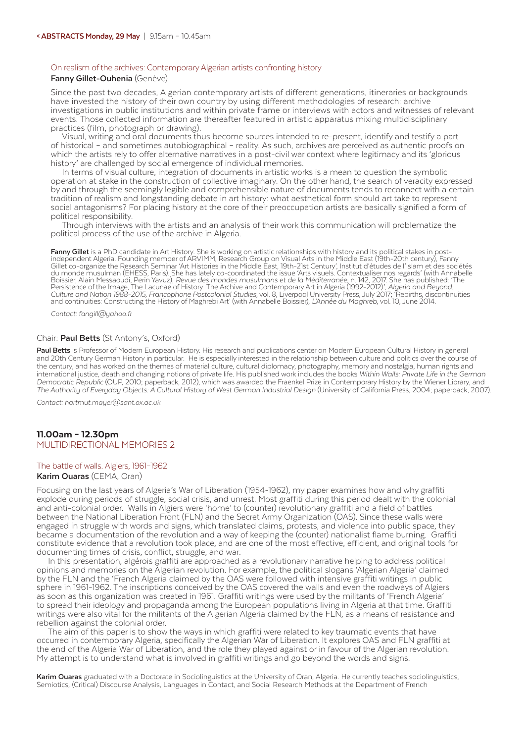### On realism of the archives: Contemporary Algerian artists confronting history

**Fanny Gillet-Ouhenia** (Genève)

Since the past two decades, Algerian contemporary artists of different generations, itineraries or backgrounds have invested the history of their own country by using different methodologies of research: archive investigations in public institutions and within private frame or interviews with actors and witnesses of relevant events. Those collected information are thereafter featured in artistic apparatus mixing multidisciplinary practices (film, photograph or drawing).

Visual, writing and oral documents thus become sources intended to re-present, identify and testify a part of historical – and sometimes autobiographical – reality. As such, archives are perceived as authentic proofs on which the artists rely to offer alternative narratives in a post-civil war context where legitimacy and its 'glorious history' are challenged by social emergence of individual memories.

In terms of visual culture, integration of documents in artistic works is a mean to question the symbolic operation at stake in the construction of collective imaginary. On the other hand, the search of veracity expressed by and through the seemingly legible and comprehensible nature of documents tends to reconnect with a certain tradition of realism and longstanding debate in art history: what aesthetical form should art take to represent social antagonisms? For placing history at the core of their preoccupation artists are basically signified a form of political responsibility.

Through interviews with the artists and an analysis of their work this communication will problematize the political process of the use of the archive in Algeria.

**Fanny Gillet** is a PhD candidate in Art History. She is working on artistic relationships with history and its political stakes in post-independent Algeria. Founding member of ARVIMM, Research Group on Visual Arts in the Middle East (19th-20th century), Fanny Gillet co-organize the Research Seminar 'Art Histories in the Middle East, 19th-21st Century', Institut d'études de l'Islam et des sociétés du monde musulman (EHESS, Paris). She has lately co-coordinated the issue 'Arts visuels. Contextualiser nos regards' (with Annabelle Boissier, Alain Messaoudi, Perin Yavuz), *Revue des mondes musulmans et de la Méditerranée*, n. 142, 2017. She has published: 'The Persistence of the Image, The Lacunae of History: The Archive and Contemporary Art in Algeria (1992-2012)', *Algeria and Beyond: Culture and Nation 1988-2015, Francophone Postcolonial Studies*, vol. 8, Liverpool University Press, July 2017; 'Rebirths, discontinuities and continuities: Constructing the History of Maghrebi Art' (with Annabelle Boissier), *L'Année du Maghreb*, vol. 10, June 2014.

*Contact: fangill@yahoo.fr*

Chair: **Paul Betts** (St Antony's, Oxford)

**Paul Betts** is Professor of Modern European History. His research and publications center on Modern European Cultural History in general and 20th Century German History in particular. He is especially interested in the relationship between culture and politics over the course of the century, and has worked on the themes of material culture, cultural diplomacy, photography, memory and nostalgia, human rights and international justice, death and changing notions of private life. His published work includes the books *Within Walls: Private Life in the German Democratic Republic* (OUP, 2010; paperback, 2012), which was awarded the Fraenkel Prize in Contemporary History by the Wiener Library, and *The Authority of Everyday Objects: A Cultural History of West German Industrial Design* (University of California Press, 2004; paperback, 2007).

*Contact: hartmut.mayer@sant.ox.ac.uk*

## 11.00am – 12.30pm
## MULTIDIRECTIONAL MEMORIES 2

### The battle of walls. Algiers, 1961–1962

**Karim Ouaras** (CEMA, Oran)

Focusing on the last years of Algeria's War of Liberation (1954-1962), my paper examines how and why graffiti explode during periods of struggle, social crisis, and unrest. Most graffiti during this period dealt with the colonial and anti-colonial order. Walls in Algiers were 'home' to (counter) revolutionary graffiti and a field of battles between the National Liberation Front (FLN) and the Secret Army Organization (OAS). Since these walls were engaged in struggle with words and signs, which translated claims, protests, and violence into public space, they became a documentation of the revolution and a way of keeping the (counter) nationalist flame burning. Graffiti constitute evidence that a revolution took place, and are one of the most effective, efficient, and original tools for documenting times of crisis, conflict, struggle, and war.

In this presentation, algérois graffiti are approached as a revolutionary narrative helping to address political opinions and memories on the Algerian revolution. For example, the political slogans 'Algerian Algeria' claimed by the FLN and the 'French Algeria claimed by the OAS were followed with intensive graffiti writings in public sphere in 1961-1962. The inscriptions conceived by the OAS covered the walls and even the roadways of Algiers as soon as this organization was created in 1961. Graffiti writings were used by the militants of 'French Algeria' to spread their ideology and propaganda among the European populations living in Algeria at that time. Graffiti writings were also vital for the militants of the Algerian Algeria claimed by the FLN, as a means of resistance and rebellion against the colonial order.

The aim of this paper is to show the ways in which graffiti were related to key traumatic events that have occurred in contemporary Algeria, specifically the Algerian War of Liberation. It explores OAS and FLN graffiti at the end of the Algeria War of Liberation, and the role they played against or in favour of the Algerian revolution. My attempt is to understand what is involved in graffiti writings and go beyond the words and signs.

**Karim Ouaras** graduated with a Doctorate in Sociolinguistics at the University of Oran, Algeria. He currently teaches sociolinguistics, Semiotics, (Critical) Discourse Analysis, Languages in Contact, and Social Research Methods at the Department of French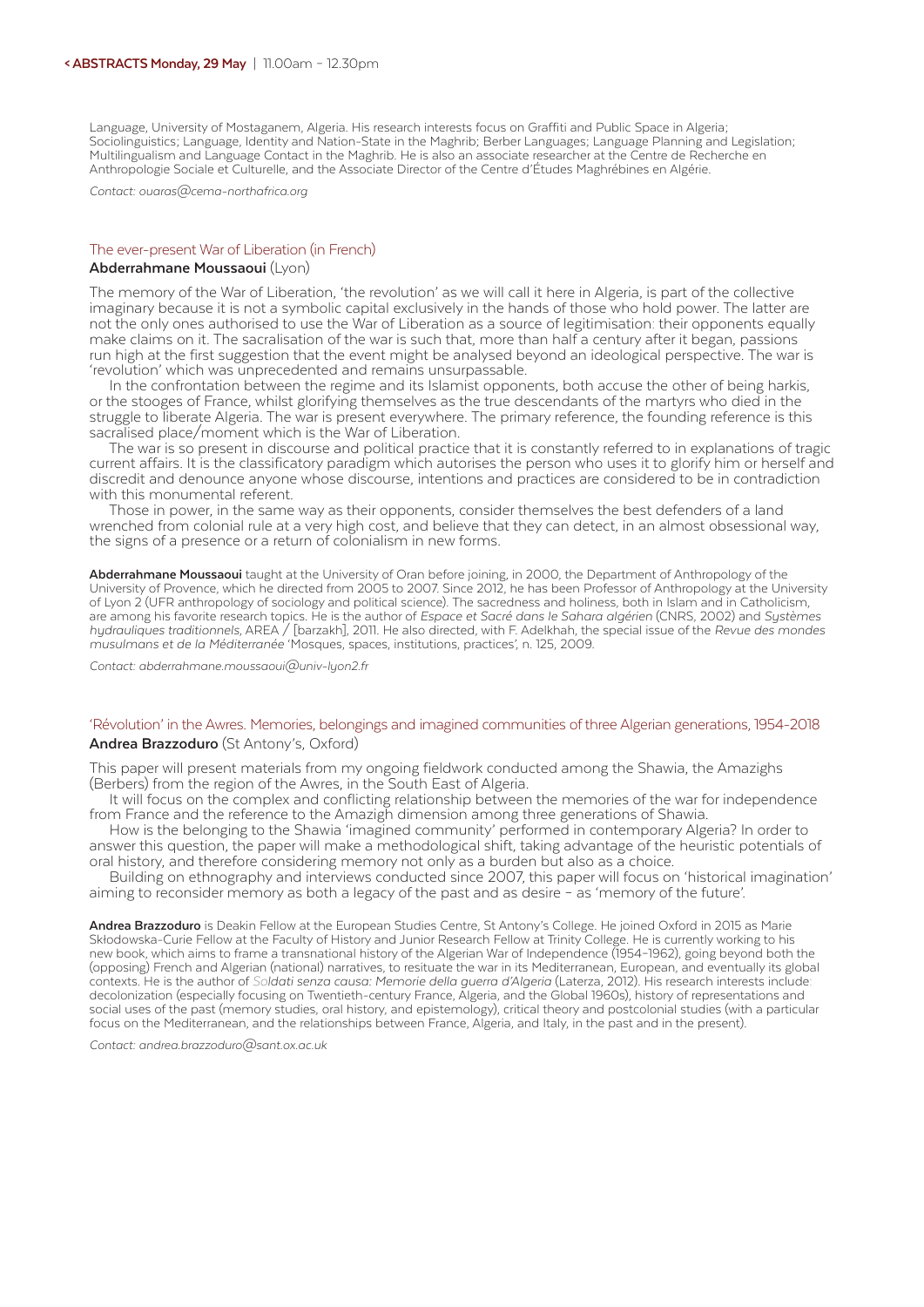Language, University of Mostaganem, Algeria. His research interests focus on Graffiti and Public Space in Algeria; Sociolinguistics; Language, Identity and Nation-State in the Maghrib; Berber Languages; Language Planning and Legislation; Multilingualism and Language Contact in the Maghrib. He is also an associate researcher at the Centre de Recherche en Anthropologie Sociale et Culturelle, and the Associate Director of the Centre d'Études Maghrébines en Algérie.

*Contact: ouaras@cema-northafrica.org*

## The ever-present War of Liberation (in French)

**Abderrahmane Moussaoui** (Lyon)

The memory of the War of Liberation, 'the revolution' as we will call it here in Algeria, is part of the collective imaginary because it is not a symbolic capital exclusively in the hands of those who hold power. The latter are not the only ones authorised to use the War of Liberation as a source of legitimisation: their opponents equally make claims on it. The sacralisation of the war is such that, more than half a century after it began, passions run high at the first suggestion that the event might be analysed beyond an ideological perspective. The war is 'revolution' which was unprecedented and remains unsurpassable.

In the confrontation between the regime and its Islamist opponents, both accuse the other of being harkis, or the stooges of France, whilst glorifying themselves as the true descendants of the martyrs who died in the struggle to liberate Algeria. The war is present everywhere. The primary reference, the founding reference is this sacralised place/moment which is the War of Liberation.

The war is so present in discourse and political practice that it is constantly referred to in explanations of tragic current affairs. It is the classificatory paradigm which autorises the person who uses it to glorify him or herself and discredit and denounce anyone whose discourse, intentions and practices are considered to be in contradiction with this monumental referent.

Those in power, in the same way as their opponents, consider themselves the best defenders of a land wrenched from colonial rule at a very high cost, and believe that they can detect, in an almost obsessional way, the signs of a presence or a return of colonialism in new forms.

**Abderrahmane Moussaoui** taught at the University of Oran before joining, in 2000, the Department of Anthropology of the University of Provence, which he directed from 2005 to 2007. Since 2012, he has been Professor of Anthropology at the University of Lyon 2 (UFR anthropology of sociology and political science). The sacredness and holiness, both in Islam and in Catholicism, are among his favorite research topics. He is the author of *Espace et Sacré dans le Sahara algérien* (CNRS, 2002) and *Systèmes hydrauliques traditionnels*, AREA / [barzakh], 2011. He also directed, with F. Adelkhah, the special issue of the *Revue des mondes musulmans et de la Méditerranée* 'Mosques, spaces, institutions, practices', n. 125, 2009.

*Contact: abderrahmane.moussaoui@univ-lyon2.fr*

## 'Révolution' in the Awres. Memories, belongings and imagined communities of three Algerian generations, 1954-2018

**Andrea Brazzoduro** (St Antony's, Oxford)

This paper will present materials from my ongoing fieldwork conducted among the Shawia, the Amazighs (Berbers) from the region of the Awres, in the South East of Algeria.

It will focus on the complex and conflicting relationship between the memories of the war for independence from France and the reference to the Amazigh dimension among three generations of Shawia.

How is the belonging to the Shawia 'imagined community' performed in contemporary Algeria? In order to answer this question, the paper will make a methodological shift, taking advantage of the heuristic potentials of oral history, and therefore considering memory not only as a burden but also as a choice.

Building on ethnography and interviews conducted since 2007, this paper will focus on 'historical imagination' aiming to reconsider memory as both a legacy of the past and as desire – as 'memory of the future'.

**Andrea Brazzoduro** is Deakin Fellow at the European Studies Centre, St Antony's College. He joined Oxford in 2015 as Marie Skłodowska-Curie Fellow at the Faculty of History and Junior Research Fellow at Trinity College. He is currently working to his new book, which aims to frame a transnational history of the Algerian War of Independence (1954-1962), going beyond both the (opposing) French and Algerian (national) narratives, to resituate the war in its Mediterranean, European, and eventually its global contexts. He is the author of *Soldati senza causa: Memorie della guerra d'Algeria* (Laterza, 2012). His research interests include: decolonization (especially focusing on Twentieth-century France, Algeria, and the Global 1960s), history of representations and social uses of the past (memory studies, oral history, and epistemology), critical theory and postcolonial studies (with a particular focus on the Mediterranean, and the relationships between France, Algeria, and Italy, in the past and in the present).

*Contact: andrea.brazzoduro@sant.ox.ac.uk*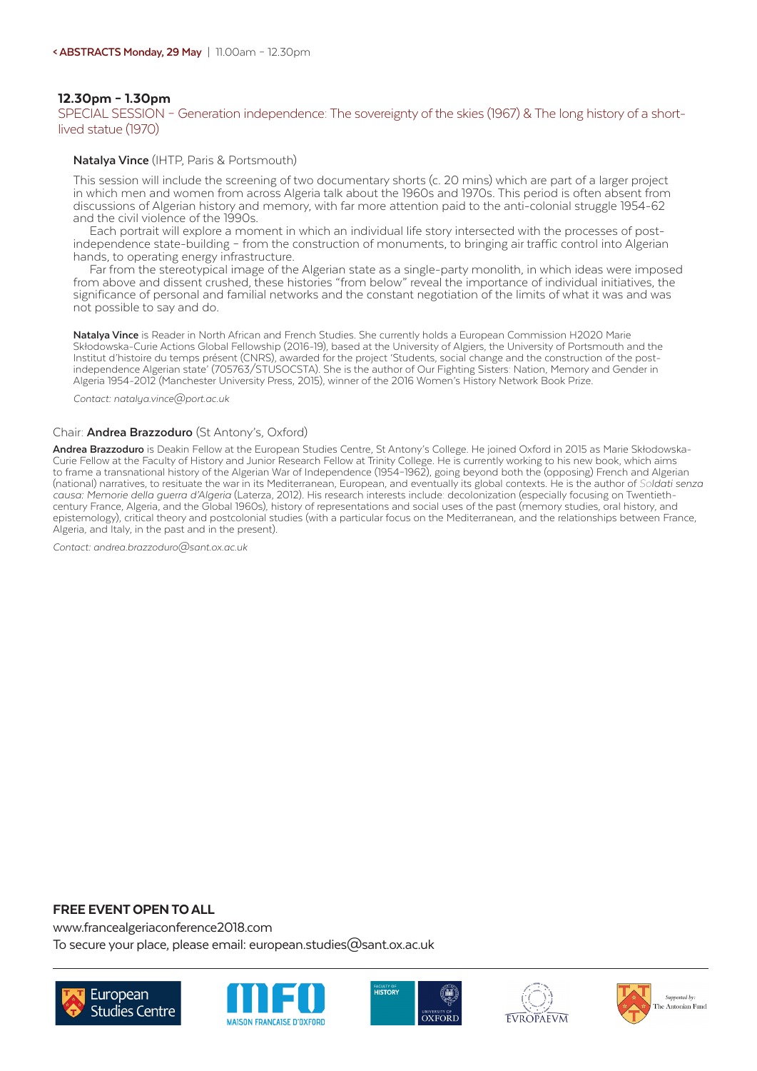## 12.30pm - 1.30pm

SPECIAL SESSION – Generation independence: The sovereignty of the skies (1967) & The long history of a short-lived statue (1970)

**Natalya Vince** (IHTP, Paris & Portsmouth)

This session will include the screening of two documentary shorts (c. 20 mins) which are part of a larger project in which men and women from across Algeria talk about the 1960s and 1970s. This period is often absent from discussions of Algerian history and memory, with far more attention paid to the anti-colonial struggle 1954-62 and the civil violence of the 1990s.

Each portrait will explore a moment in which an individual life story intersected with the processes of post-independence state-building – from the construction of monuments, to bringing air traffic control into Algerian hands, to operating energy infrastructure.

Far from the stereotypical image of the Algerian state as a single-party monolith, in which ideas were imposed from above and dissent crushed, these histories "from below" reveal the importance of individual initiatives, the significance of personal and familial networks and the constant negotiation of the limits of what it was and was not possible to say and do.

**Natalya Vince** is Reader in North African and French Studies. She currently holds a European Commission H2020 Marie Skłodowska-Curie Actions Global Fellowship (2016-19), based at the University of Algiers, the University of Portsmouth and the Institut d'histoire du temps présent (CNRS), awarded for the project 'Students, social change and the construction of the post-independence Algerian state' (705763/STUSOCSTA). She is the author of Our Fighting Sisters: Nation, Memory and Gender in Algeria 1954-2012 (Manchester University Press, 2015), winner of the 2016 Women's History Network Book Prize.

*Contact: natalya.vince@port.ac.uk*

Chair: **Andrea Brazzoduro** (St Antony's, Oxford)

**Andrea Brazzoduro** is Deakin Fellow at the European Studies Centre, St Antony's College. He joined Oxford in 2015 as Marie Skłodowska-Curie Fellow at the Faculty of History and Junior Research Fellow at Trinity College. He is currently working to his new book, which aims to frame a transnational history of the Algerian War of Independence (1954-1962), going beyond both the (opposing) French and Algerian (national) narratives, to resituate the war in its Mediterranean, European, and eventually its global contexts. He is the author of *Soldati senza causa: Memorie della guerra d'Algeria* (Laterza, 2012). His research interests include: decolonization (especially focusing on Twentieth-century France, Algeria, and the Global 1960s), history of representations and social uses of the past (memory studies, oral history, and epistemology), critical theory and postcolonial studies (with a particular focus on the Mediterranean, and the relationships between France, Algeria, and Italy, in the past and in the present).

*Contact: andrea.brazzoduro@sant.ox.ac.uk*

**FREE EVENT OPEN TO ALL**

www.francealgeriaconference2018.com

To secure your place, please email: european.studies@sant.ox.ac.uk

European Studies Centre | MAISON FRANCAISE D'OXFORD | FACULTY OF HISTORY UNIVERSITY OF OXFORD | EVROPAEVM | Supported by: The Antonian Fund